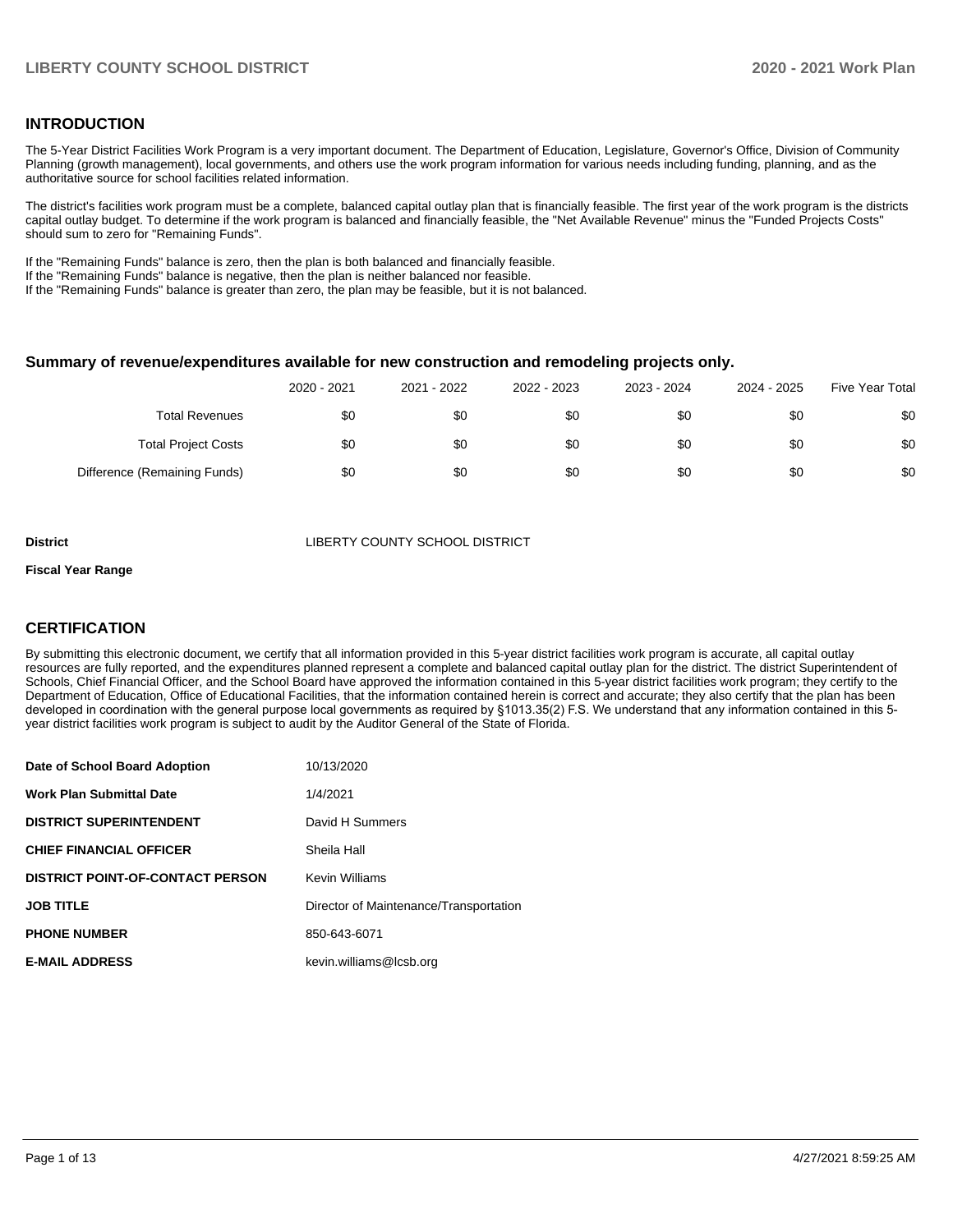## INTRODUCTION

The 5-Year District Facilities Work Program is a very important document. The Department of Education, Legislature, Governor's Office, Division of Community Planning (growth management), local governments, and others use the work program information for various needs including funding, planning, and as the authoritative source for school facilities related information.

The district's facilities work program must be a complete, balanced capital outlay plan that is financially feasible. The first year of the work program is the districts capital outlay budget. To determine if the work program is balanced and financially feasible, the "Net Available Revenue" minus the "Funded Projects Costs" should sum to zero for "Remaining Funds".

If the "Remaining Funds" balance is zero, then the plan is both balanced and financially feasible.
If the "Remaining Funds" balance is negative, then the plan is neither balanced nor feasible.
If the "Remaining Funds" balance is greater than zero, the plan may be feasible, but it is not balanced.

### Summary of revenue/expenditures available for new construction and remodeling projects only.

| | 2020 - 2021 | 2021 - 2022 | 2022 - 2023 | 2023 - 2024 | 2024 - 2025 | Five Year Total |
|---|---|---|---|---|---|---|
| Total Revenues | $0 | $0 | $0 | $0 | $0 | $0 |
| Total Project Costs | $0 | $0 | $0 | $0 | $0 | $0 |
| Difference (Remaining Funds) | $0 | $0 | $0 | $0 | $0 | $0 |

**District** LIBERTY COUNTY SCHOOL DISTRICT

**Fiscal Year Range**

## CERTIFICATION

By submitting this electronic document, we certify that all information provided in this 5-year district facilities work program is accurate, all capital outlay resources are fully reported, and the expenditures planned represent a complete and balanced capital outlay plan for the district. The district Superintendent of Schools, Chief Financial Officer, and the School Board have approved the information contained in this 5-year district facilities work program; they certify to the Department of Education, Office of Educational Facilities, that the information contained herein is correct and accurate; they also certify that the plan has been developed in coordination with the general purpose local governments as required by §1013.35(2) F.S. We understand that any information contained in this 5-year district facilities work program is subject to audit by the Auditor General of the State of Florida.

| | |
|---|---|
| **Date of School Board Adoption** | 10/13/2020 |
| **Work Plan Submittal Date** | 1/4/2021 |
| **DISTRICT SUPERINTENDENT** | David H Summers |
| **CHIEF FINANCIAL OFFICER** | Sheila Hall |
| **DISTRICT POINT-OF-CONTACT PERSON** | Kevin Williams |
| **JOB TITLE** | Director of Maintenance/Transportation |
| **PHONE NUMBER** | 850-643-6071 |
| **E-MAIL ADDRESS** | kevin.williams@lcsb.org |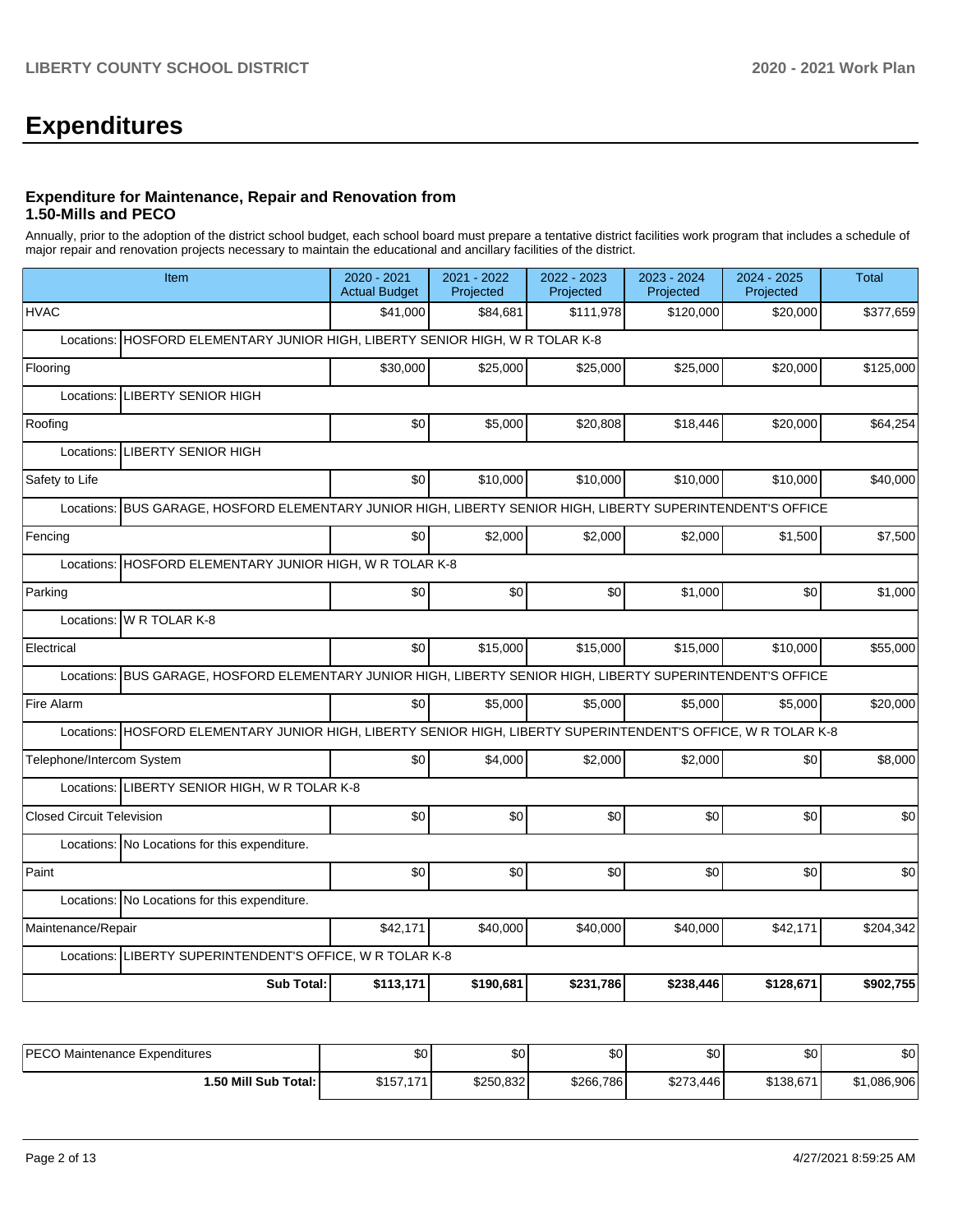# Expenditures

### Expenditure for Maintenance, Repair and Renovation from 1.50-Mills and PECO

Annually, prior to the adoption of the district school budget, each school board must prepare a tentative district facilities work program that includes a schedule of major repair and renovation projects necessary to maintain the educational and ancillary facilities of the district.

| Item | 2020 - 2021 Actual Budget | 2021 - 2022 Projected | 2022 - 2023 Projected | 2023 - 2024 Projected | 2024 - 2025 Projected | Total |
|---|---|---|---|---|---|---|
| HVAC | $41,000 | $84,681 | $111,978 | $120,000 | $20,000 | $377,659 |
| Locations: HOSFORD ELEMENTARY JUNIOR HIGH, LIBERTY SENIOR HIGH, W R TOLAR K-8 | | | | | | |
| Flooring | $30,000 | $25,000 | $25,000 | $25,000 | $20,000 | $125,000 |
| Locations: LIBERTY SENIOR HIGH | | | | | | |
| Roofing | $0 | $5,000 | $20,808 | $18,446 | $20,000 | $64,254 |
| Locations: LIBERTY SENIOR HIGH | | | | | | |
| Safety to Life | $0 | $10,000 | $10,000 | $10,000 | $10,000 | $40,000 |
| Locations: BUS GARAGE, HOSFORD ELEMENTARY JUNIOR HIGH, LIBERTY SENIOR HIGH, LIBERTY SUPERINTENDENT'S OFFICE | | | | | | |
| Fencing | $0 | $2,000 | $2,000 | $2,000 | $1,500 | $7,500 |
| Locations: HOSFORD ELEMENTARY JUNIOR HIGH, W R TOLAR K-8 | | | | | | |
| Parking | $0 | $0 | $0 | $1,000 | $0 | $1,000 |
| Locations: W R TOLAR K-8 | | | | | | |
| Electrical | $0 | $15,000 | $15,000 | $15,000 | $10,000 | $55,000 |
| Locations: BUS GARAGE, HOSFORD ELEMENTARY JUNIOR HIGH, LIBERTY SENIOR HIGH, LIBERTY SUPERINTENDENT'S OFFICE | | | | | | |
| Fire Alarm | $0 | $5,000 | $5,000 | $5,000 | $5,000 | $20,000 |
| Locations: HOSFORD ELEMENTARY JUNIOR HIGH, LIBERTY SENIOR HIGH, LIBERTY SUPERINTENDENT'S OFFICE, W R TOLAR K-8 | | | | | | |
| Telephone/Intercom System | $0 | $4,000 | $2,000 | $2,000 | $0 | $8,000 |
| Locations: LIBERTY SENIOR HIGH, W R TOLAR K-8 | | | | | | |
| Closed Circuit Television | $0 | $0 | $0 | $0 | $0 | $0 |
| Locations: No Locations for this expenditure. | | | | | | |
| Paint | $0 | $0 | $0 | $0 | $0 | $0 |
| Locations: No Locations for this expenditure. | | | | | | |
| Maintenance/Repair | $42,171 | $40,000 | $40,000 | $40,000 | $42,171 | $204,342 |
| Locations: LIBERTY SUPERINTENDENT'S OFFICE, W R TOLAR K-8 | | | | | | |
| **Sub Total:** | **$113,171** | **$190,681** | **$231,786** | **$238,446** | **$128,671** | **$902,755** |

| | | | | | | |
|---|---|---|---|---|---|---|
| PECO Maintenance Expenditures | $0 | $0 | $0 | $0 | $0 | $0 |
| **1.50 Mill Sub Total:** | $157,171 | $250,832 | $266,786 | $273,446 | $138,671 | $1,086,906 |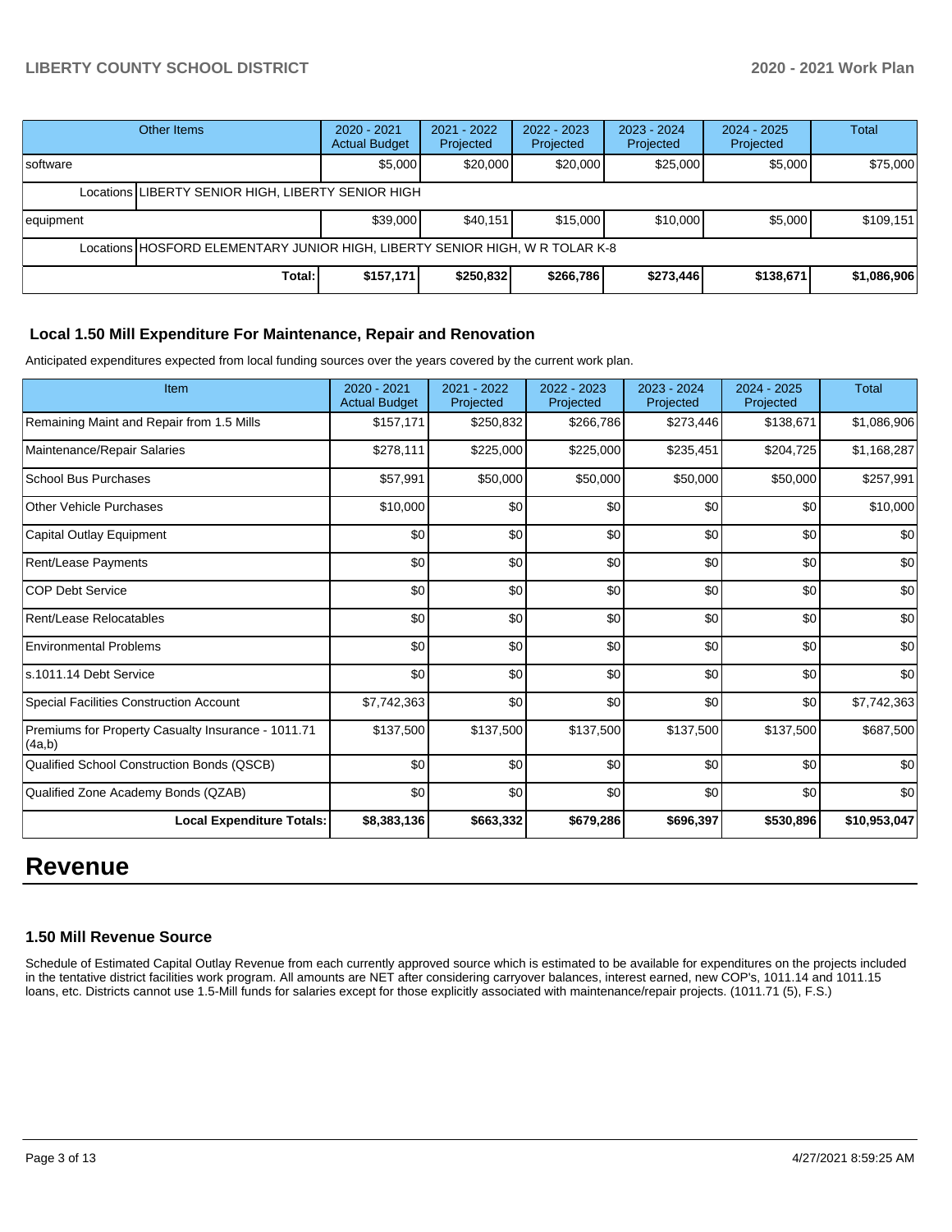| Other Items | 2020 - 2021 Actual Budget | 2021 - 2022 Projected | 2022 - 2023 Projected | 2023 - 2024 Projected | 2024 - 2025 Projected | Total |
|---|---|---|---|---|---|---|
| software | $5,000 | $20,000 | $20,000 | $25,000 | $5,000 | $75,000 |
| Locations LIBERTY SENIOR HIGH, LIBERTY SENIOR HIGH | | | | | | |
| equipment | $39,000 | $40,151 | $15,000 | $10,000 | $5,000 | $109,151 |
| Locations HOSFORD ELEMENTARY JUNIOR HIGH, LIBERTY SENIOR HIGH, W R TOLAR K-8 | | | | | | |
| **Total:** | **$157,171** | **$250,832** | **$266,786** | **$273,446** | **$138,671** | **$1,086,906** |

### Local 1.50 Mill Expenditure For Maintenance, Repair and Renovation

Anticipated expenditures expected from local funding sources over the years covered by the current work plan.

| Item | 2020 - 2021 Actual Budget | 2021 - 2022 Projected | 2022 - 2023 Projected | 2023 - 2024 Projected | 2024 - 2025 Projected | Total |
|---|---|---|---|---|---|---|
| Remaining Maint and Repair from 1.5 Mills | $157,171 | $250,832 | $266,786 | $273,446 | $138,671 | $1,086,906 |
| Maintenance/Repair Salaries | $278,111 | $225,000 | $225,000 | $235,451 | $204,725 | $1,168,287 |
| School Bus Purchases | $57,991 | $50,000 | $50,000 | $50,000 | $50,000 | $257,991 |
| Other Vehicle Purchases | $10,000 | $0 | $0 | $0 | $0 | $10,000 |
| Capital Outlay Equipment | $0 | $0 | $0 | $0 | $0 | $0 |
| Rent/Lease Payments | $0 | $0 | $0 | $0 | $0 | $0 |
| COP Debt Service | $0 | $0 | $0 | $0 | $0 | $0 |
| Rent/Lease Relocatables | $0 | $0 | $0 | $0 | $0 | $0 |
| Environmental Problems | $0 | $0 | $0 | $0 | $0 | $0 |
| s.1011.14 Debt Service | $0 | $0 | $0 | $0 | $0 | $0 |
| Special Facilities Construction Account | $7,742,363 | $0 | $0 | $0 | $0 | $7,742,363 |
| Premiums for Property Casualty Insurance - 1011.71 (4a,b) | $137,500 | $137,500 | $137,500 | $137,500 | $137,500 | $687,500 |
| Qualified School Construction Bonds (QSCB) | $0 | $0 | $0 | $0 | $0 | $0 |
| Qualified Zone Academy Bonds (QZAB) | $0 | $0 | $0 | $0 | $0 | $0 |
| **Local Expenditure Totals:** | **$8,383,136** | **$663,332** | **$679,286** | **$696,397** | **$530,896** | **$10,953,047** |

# Revenue

### 1.50 Mill Revenue Source

Schedule of Estimated Capital Outlay Revenue from each currently approved source which is estimated to be available for expenditures on the projects included in the tentative district facilities work program. All amounts are NET after considering carryover balances, interest earned, new COP's, 1011.14 and 1011.15 loans, etc. Districts cannot use 1.5-Mill funds for salaries except for those explicitly associated with maintenance/repair projects. (1011.71 (5), F.S.)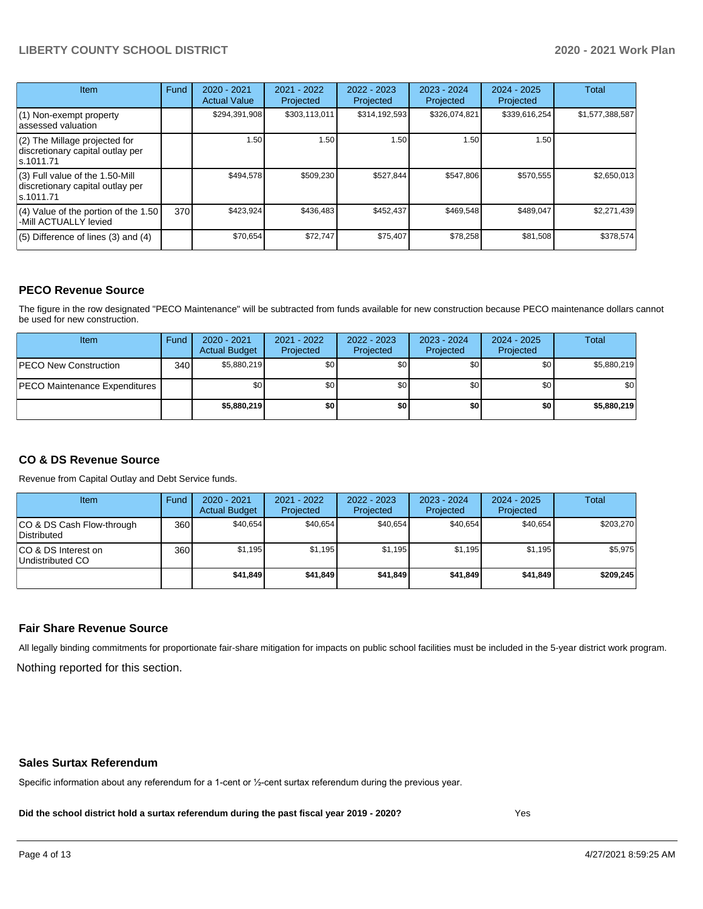| Item | Fund | 2020 - 2021 Actual Value | 2021 - 2022 Projected | 2022 - 2023 Projected | 2023 - 2024 Projected | 2024 - 2025 Projected | Total |
|---|---|---|---|---|---|---|---|
| (1) Non-exempt property assessed valuation | | $294,391,908 | $303,113,011 | $314,192,593 | $326,074,821 | $339,616,254 | $1,577,388,587 |
| (2) The Millage projected for discretionary capital outlay per s.1011.71 | | 1.50 | 1.50 | 1.50 | 1.50 | 1.50 | |
| (3) Full value of the 1.50-Mill discretionary capital outlay per s.1011.71 | | $494,578 | $509,230 | $527,844 | $547,806 | $570,555 | $2,650,013 |
| (4) Value of the portion of the 1.50 -Mill ACTUALLY levied | 370 | $423,924 | $436,483 | $452,437 | $469,548 | $489,047 | $2,271,439 |
| (5) Difference of lines (3) and (4) | | $70,654 | $72,747 | $75,407 | $78,258 | $81,508 | $378,574 |

## PECO Revenue Source

The figure in the row designated "PECO Maintenance" will be subtracted from funds available for new construction because PECO maintenance dollars cannot be used for new construction.

| Item | Fund | 2020 - 2021 Actual Budget | 2021 - 2022 Projected | 2022 - 2023 Projected | 2023 - 2024 Projected | 2024 - 2025 Projected | Total |
|---|---|---|---|---|---|---|---|
| PECO New Construction | 340 | $5,880,219 | $0 | $0 | $0 | $0 | $5,880,219 |
| PECO Maintenance Expenditures | | $0 | $0 | $0 | $0 | $0 | $0 |
| | | **$5,880,219** | **$0** | **$0** | **$0** | **$0** | **$5,880,219** |

## CO & DS Revenue Source

Revenue from Capital Outlay and Debt Service funds.

| Item | Fund | 2020 - 2021 Actual Budget | 2021 - 2022 Projected | 2022 - 2023 Projected | 2023 - 2024 Projected | 2024 - 2025 Projected | Total |
|---|---|---|---|---|---|---|---|
| CO & DS Cash Flow-through Distributed | 360 | $40,654 | $40,654 | $40,654 | $40,654 | $40,654 | $203,270 |
| CO & DS Interest on Undistributed CO | 360 | $1,195 | $1,195 | $1,195 | $1,195 | $1,195 | $5,975 |
| | | **$41,849** | **$41,849** | **$41,849** | **$41,849** | **$41,849** | **$209,245** |

## Fair Share Revenue Source

All legally binding commitments for proportionate fair-share mitigation for impacts on public school facilities must be included in the 5-year district work program.

Nothing reported for this section.

## Sales Surtax Referendum

Specific information about any referendum for a 1-cent or ½-cent surtax referendum during the previous year.

**Did the school district hold a surtax referendum during the past fiscal year 2019 - 2020?** Yes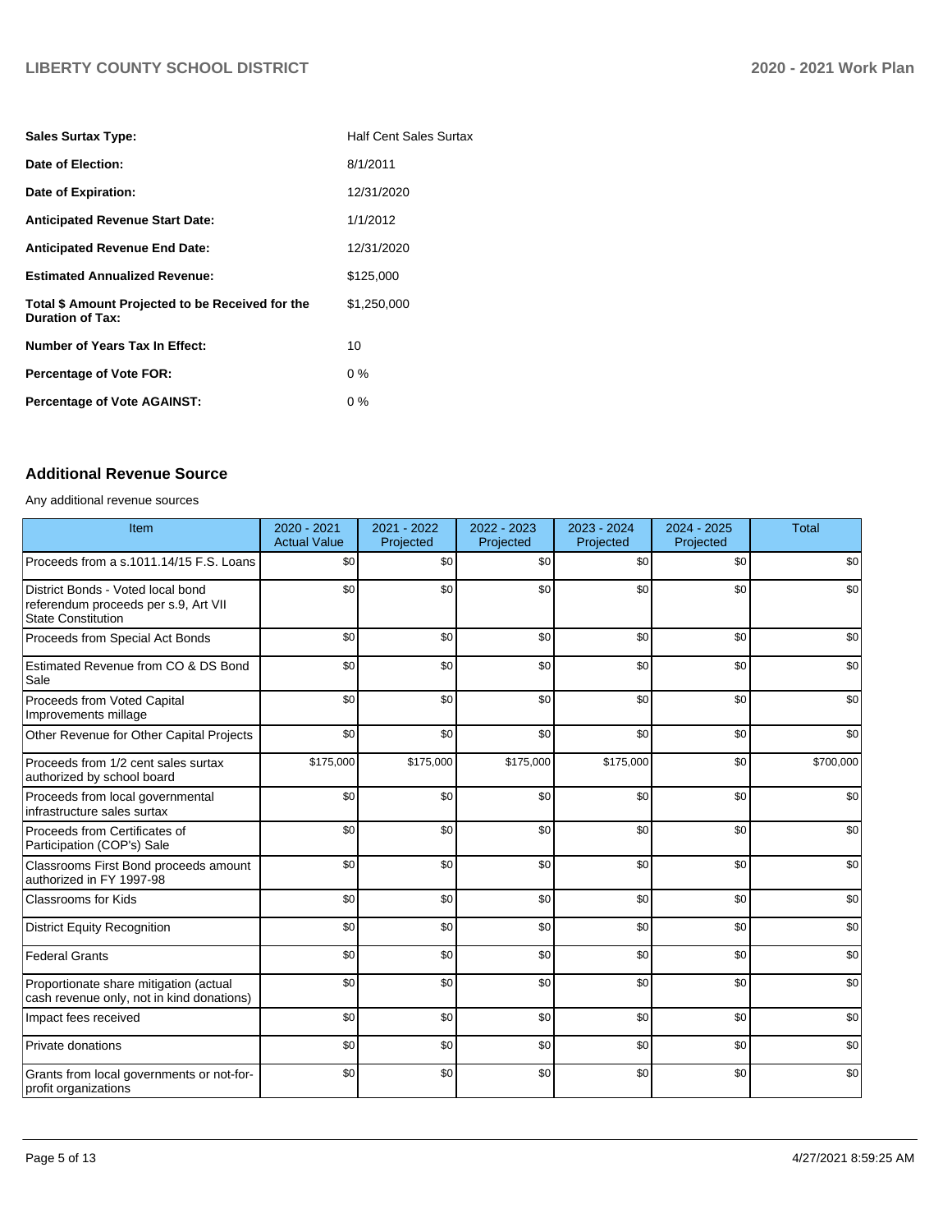| | |
|---|---|
| **Sales Surtax Type:** | Half Cent Sales Surtax |
| **Date of Election:** | 8/1/2011 |
| **Date of Expiration:** | 12/31/2020 |
| **Anticipated Revenue Start Date:** | 1/1/2012 |
| **Anticipated Revenue End Date:** | 12/31/2020 |
| **Estimated Annualized Revenue:** | $125,000 |
| **Total $ Amount Projected to be Received for the Duration of Tax:** | $1,250,000 |
| **Number of Years Tax In Effect:** | 10 |
| **Percentage of Vote FOR:** | 0 % |
| **Percentage of Vote AGAINST:** | 0 % |

## Additional Revenue Source

Any additional revenue sources

| Item | 2020 - 2021 Actual Value | 2021 - 2022 Projected | 2022 - 2023 Projected | 2023 - 2024 Projected | 2024 - 2025 Projected | Total |
|---|---|---|---|---|---|---|
| Proceeds from a s.1011.14/15 F.S. Loans | $0 | $0 | $0 | $0 | $0 | $0 |
| District Bonds - Voted local bond referendum proceeds per s.9, Art VII State Constitution | $0 | $0 | $0 | $0 | $0 | $0 |
| Proceeds from Special Act Bonds | $0 | $0 | $0 | $0 | $0 | $0 |
| Estimated Revenue from CO & DS Bond Sale | $0 | $0 | $0 | $0 | $0 | $0 |
| Proceeds from Voted Capital Improvements millage | $0 | $0 | $0 | $0 | $0 | $0 |
| Other Revenue for Other Capital Projects | $0 | $0 | $0 | $0 | $0 | $0 |
| Proceeds from 1/2 cent sales surtax authorized by school board | $175,000 | $175,000 | $175,000 | $175,000 | $0 | $700,000 |
| Proceeds from local governmental infrastructure sales surtax | $0 | $0 | $0 | $0 | $0 | $0 |
| Proceeds from Certificates of Participation (COP's) Sale | $0 | $0 | $0 | $0 | $0 | $0 |
| Classrooms First Bond proceeds amount authorized in FY 1997-98 | $0 | $0 | $0 | $0 | $0 | $0 |
| Classrooms for Kids | $0 | $0 | $0 | $0 | $0 | $0 |
| District Equity Recognition | $0 | $0 | $0 | $0 | $0 | $0 |
| Federal Grants | $0 | $0 | $0 | $0 | $0 | $0 |
| Proportionate share mitigation (actual cash revenue only, not in kind donations) | $0 | $0 | $0 | $0 | $0 | $0 |
| Impact fees received | $0 | $0 | $0 | $0 | $0 | $0 |
| Private donations | $0 | $0 | $0 | $0 | $0 | $0 |
| Grants from local governments or not-for-profit organizations | $0 | $0 | $0 | $0 | $0 | $0 |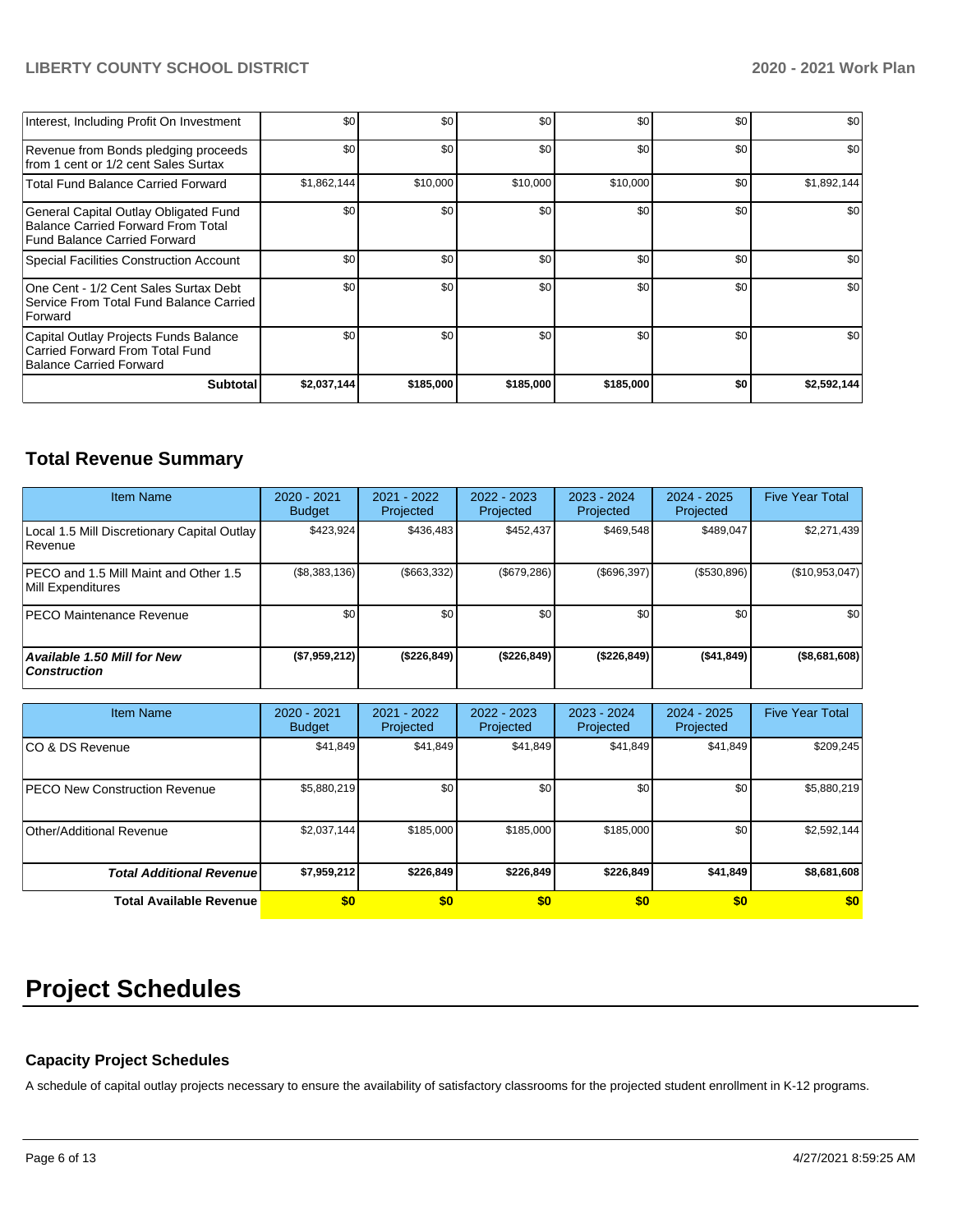| | | | | | | |
|---|---|---|---|---|---|---|
| Interest, Including Profit On Investment | $0 | $0 | $0 | $0 | $0 | $0 |
| Revenue from Bonds pledging proceeds from 1 cent or 1/2 cent Sales Surtax | $0 | $0 | $0 | $0 | $0 | $0 |
| Total Fund Balance Carried Forward | $1,862,144 | $10,000 | $10,000 | $10,000 | $0 | $1,892,144 |
| General Capital Outlay Obligated Fund Balance Carried Forward From Total Fund Balance Carried Forward | $0 | $0 | $0 | $0 | $0 | $0 |
| Special Facilities Construction Account | $0 | $0 | $0 | $0 | $0 | $0 |
| One Cent - 1/2 Cent Sales Surtax Debt Service From Total Fund Balance Carried Forward | $0 | $0 | $0 | $0 | $0 | $0 |
| Capital Outlay Projects Funds Balance Carried Forward From Total Fund Balance Carried Forward | $0 | $0 | $0 | $0 | $0 | $0 |
| **Subtotal** | **$2,037,144** | **$185,000** | **$185,000** | **$185,000** | **$0** | **$2,592,144** |

## Total Revenue Summary

| Item Name | 2020 - 2021 Budget | 2021 - 2022 Projected | 2022 - 2023 Projected | 2023 - 2024 Projected | 2024 - 2025 Projected | Five Year Total |
|---|---|---|---|---|---|---|
| Local 1.5 Mill Discretionary Capital Outlay Revenue | $423,924 | $436,483 | $452,437 | $469,548 | $489,047 | $2,271,439 |
| PECO and 1.5 Mill Maint and Other 1.5 Mill Expenditures | ($8,383,136) | ($663,332) | ($679,286) | ($696,397) | ($530,896) | ($10,953,047) |
| PECO Maintenance Revenue | $0 | $0 | $0 | $0 | $0 | $0 |
| ***Available 1.50 Mill for New Construction*** | **($7,959,212)** | **($226,849)** | **($226,849)** | **($226,849)** | **($41,849)** | **($8,681,608)** |

| Item Name | 2020 - 2021 Budget | 2021 - 2022 Projected | 2022 - 2023 Projected | 2023 - 2024 Projected | 2024 - 2025 Projected | Five Year Total |
|---|---|---|---|---|---|---|
| CO & DS Revenue | $41,849 | $41,849 | $41,849 | $41,849 | $41,849 | $209,245 |
| PECO New Construction Revenue | $5,880,219 | $0 | $0 | $0 | $0 | $5,880,219 |
| Other/Additional Revenue | $2,037,144 | $185,000 | $185,000 | $185,000 | $0 | $2,592,144 |
| ***Total Additional Revenue*** | **$7,959,212** | **$226,849** | **$226,849** | **$226,849** | **$41,849** | **$8,681,608** |
| **Total Available Revenue** | **$0** | **$0** | **$0** | **$0** | **$0** | **$0** |

# Project Schedules

### Capacity Project Schedules

A schedule of capital outlay projects necessary to ensure the availability of satisfactory classrooms for the projected student enrollment in K-12 programs.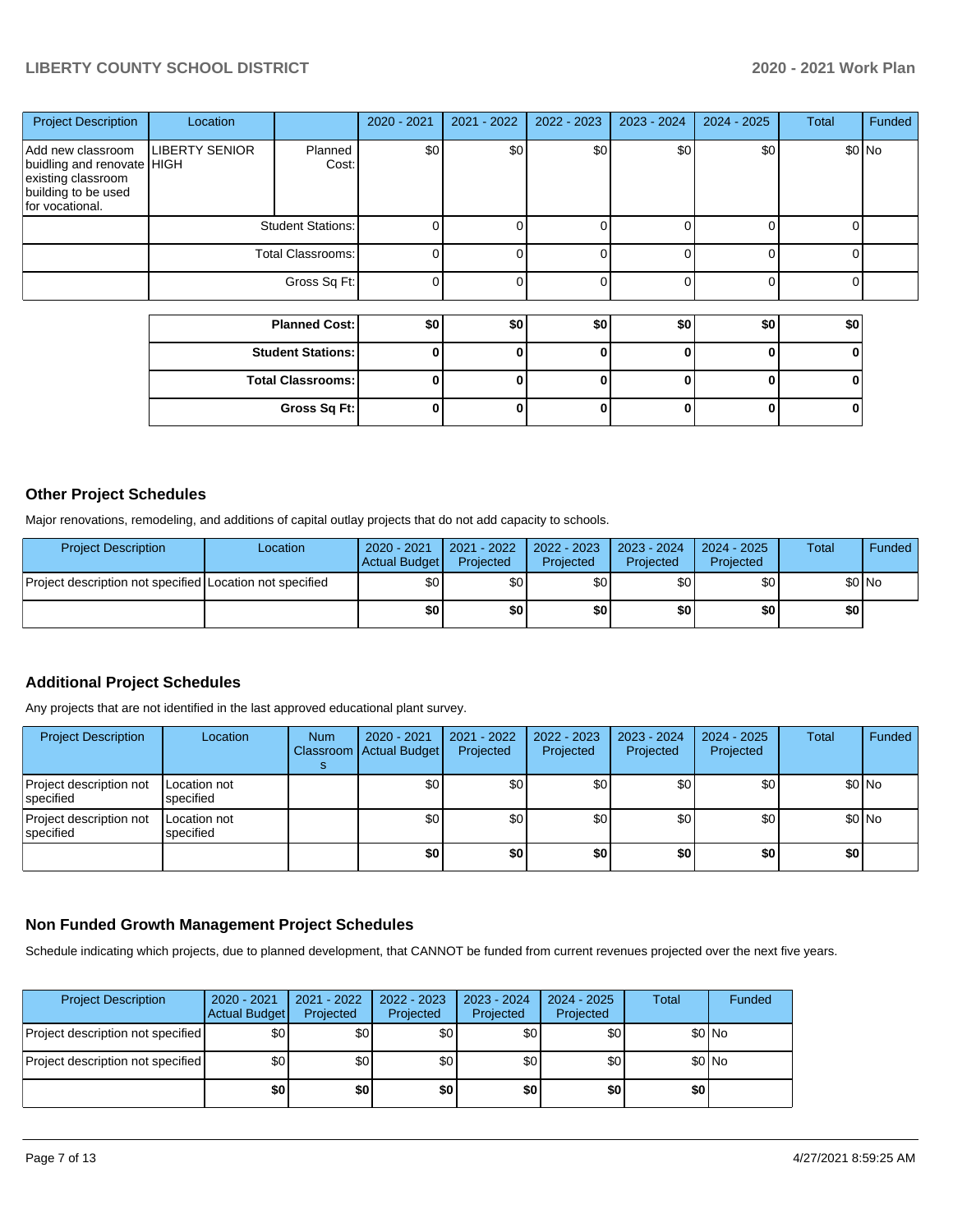| Project Description | Location | | 2020 - 2021 | 2021 - 2022 | 2022 - 2023 | 2023 - 2024 | 2024 - 2025 | Total | Funded |
|---|---|---|---|---|---|---|---|---|---|
| Add new classroom buidling and renovate existing classroom building to be used for vocational. | LIBERTY SENIOR HIGH | Planned Cost: | $0 | $0 | $0 | $0 | $0 | $0 | No |
| | | Student Stations: | 0 | 0 | 0 | 0 | 0 | 0 | |
| | | Total Classrooms: | 0 | 0 | 0 | 0 | 0 | 0 | |
| | | Gross Sq Ft: | 0 | 0 | 0 | 0 | 0 | 0 | |

| | 2020 - 2021 | 2021 - 2022 | 2022 - 2023 | 2023 - 2024 | 2024 - 2025 | Total |
|---|---|---|---|---|---|---|
| **Planned Cost:** | **$0** | **$0** | **$0** | **$0** | **$0** | **$0** |
| **Student Stations:** | **0** | **0** | **0** | **0** | **0** | **0** |
| **Total Classrooms:** | **0** | **0** | **0** | **0** | **0** | **0** |
| **Gross Sq Ft:** | **0** | **0** | **0** | **0** | **0** | **0** |

## Other Project Schedules

Major renovations, remodeling, and additions of capital outlay projects that do not add capacity to schools.

| Project Description | Location | 2020 - 2021 Actual Budget | 2021 - 2022 Projected | 2022 - 2023 Projected | 2023 - 2024 Projected | 2024 - 2025 Projected | Total | Funded |
|---|---|---|---|---|---|---|---|---|
| Project description not specified | Location not specified | $0 | $0 | $0 | $0 | $0 | $0 | No |
| | | **$0** | **$0** | **$0** | **$0** | **$0** | **$0** | |

## Additional Project Schedules

Any projects that are not identified in the last approved educational plant survey.

| Project Description | Location | Num Classrooms | 2020 - 2021 Actual Budget | 2021 - 2022 Projected | 2022 - 2023 Projected | 2023 - 2024 Projected | 2024 - 2025 Projected | Total | Funded |
|---|---|---|---|---|---|---|---|---|---|
| Project description not specified | Location not specified | | $0 | $0 | $0 | $0 | $0 | $0 | No |
| Project description not specified | Location not specified | | $0 | $0 | $0 | $0 | $0 | $0 | No |
| | | | **$0** | **$0** | **$0** | **$0** | **$0** | **$0** | |

## Non Funded Growth Management Project Schedules

Schedule indicating which projects, due to planned development, that CANNOT be funded from current revenues projected over the next five years.

| Project Description | 2020 - 2021 Actual Budget | 2021 - 2022 Projected | 2022 - 2023 Projected | 2023 - 2024 Projected | 2024 - 2025 Projected | Total | Funded |
|---|---|---|---|---|---|---|---|
| Project description not specified | $0 | $0 | $0 | $0 | $0 | $0 | No |
| Project description not specified | $0 | $0 | $0 | $0 | $0 | $0 | No |
| | **$0** | **$0** | **$0** | **$0** | **$0** | **$0** | |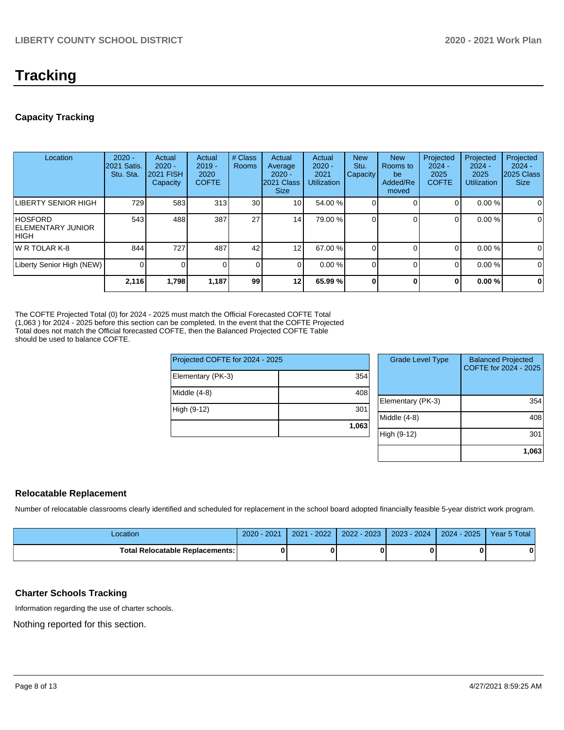# Tracking

## Capacity Tracking

| Location | 2020 - 2021 Satis. Stu. Sta. | Actual 2020 - 2021 FISH Capacity | Actual 2019 - 2020 COFTE | # Class Rooms | Actual Average 2020 - 2021 Class Size | Actual 2020 - 2021 Utilization | New Stu. Capacity | New Rooms to be Added/Removed | Projected 2024 - 2025 COFTE | Projected 2024 - 2025 Utilization | Projected 2024 - 2025 Class Size |
|---|---|---|---|---|---|---|---|---|---|---|---|
| LIBERTY SENIOR HIGH | 729 | 583 | 313 | 30 | 10 | 54.00 % | 0 | 0 | 0 | 0.00 % | 0 |
| HOSFORD ELEMENTARY JUNIOR HIGH | 543 | 488 | 387 | 27 | 14 | 79.00 % | 0 | 0 | 0 | 0.00 % | 0 |
| W R TOLAR K-8 | 844 | 727 | 487 | 42 | 12 | 67.00 % | 0 | 0 | 0 | 0.00 % | 0 |
| Liberty Senior High (NEW) | 0 | 0 | 0 | 0 | 0 | 0.00 % | 0 | 0 | 0 | 0.00 % | 0 |
| | **2,116** | **1,798** | **1,187** | **99** | **12** | **65.99 %** | **0** | **0** | **0** | **0.00 %** | **0** |

The COFTE Projected Total (0) for 2024 - 2025 must match the Official Forecasted COFTE Total (1,063 ) for 2024 - 2025 before this section can be completed. In the event that the COFTE Projected Total does not match the Official forecasted COFTE, then the Balanced Projected COFTE Table should be used to balance COFTE.

| Projected COFTE for 2024 - 2025 | |
|---|---|
| Elementary (PK-3) | 354 |
| Middle (4-8) | 408 |
| High (9-12) | 301 |
| | **1,063** |

| Grade Level Type | Balanced Projected COFTE for 2024 - 2025 |
|---|---|
| Elementary (PK-3) | 354 |
| Middle (4-8) | 408 |
| High (9-12) | 301 |
| | **1,063** |

## Relocatable Replacement

Number of relocatable classrooms clearly identified and scheduled for replacement in the school board adopted financially feasible 5-year district work program.

| Location | 2020 - 2021 | 2021 - 2022 | 2022 - 2023 | 2023 - 2024 | 2024 - 2025 | Year 5 Total |
|---|---|---|---|---|---|---|
| **Total Relocatable Replacements:** | **0** | **0** | **0** | **0** | **0** | **0** |

## Charter Schools Tracking

Information regarding the use of charter schools.

Nothing reported for this section.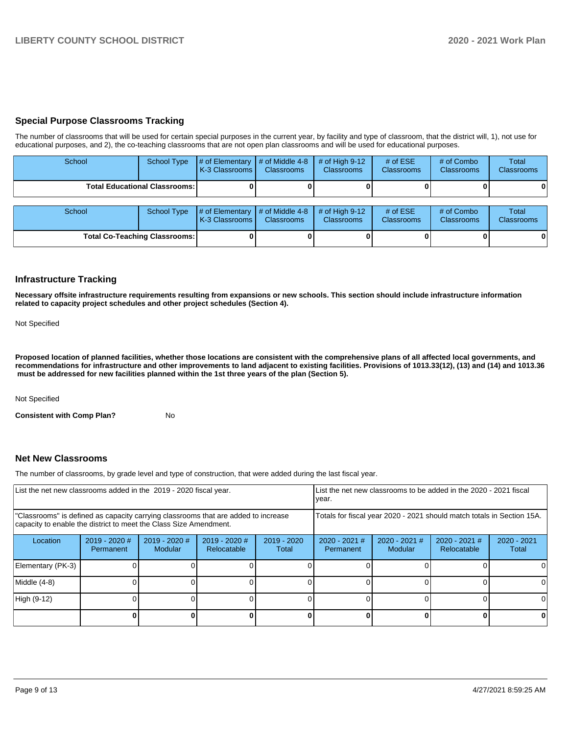## Special Purpose Classrooms Tracking

The number of classrooms that will be used for certain special purposes in the current year, by facility and type of classroom, that the district will, 1), not use for educational purposes, and 2), the co-teaching classrooms that are not open plan classrooms and will be used for educational purposes.

| School | School Type | # of Elementary K-3 Classrooms | # of Middle 4-8 Classrooms | # of High 9-12 Classrooms | # of ESE Classrooms | # of Combo Classrooms | Total Classrooms |
|---|---|---|---|---|---|---|---|
| **Total Educational Classrooms:** | | **0** | **0** | **0** | **0** | **0** | **0** |

| School | School Type | # of Elementary K-3 Classrooms | # of Middle 4-8 Classrooms | # of High 9-12 Classrooms | # of ESE Classrooms | # of Combo Classrooms | Total Classrooms |
|---|---|---|---|---|---|---|---|
| **Total Co-Teaching Classrooms:** | | **0** | **0** | **0** | **0** | **0** | **0** |

## Infrastructure Tracking

**Necessary offsite infrastructure requirements resulting from expansions or new schools. This section should include infrastructure information related to capacity project schedules and other project schedules (Section 4).**

Not Specified

**Proposed location of planned facilities, whether those locations are consistent with the comprehensive plans of all affected local governments, and recommendations for infrastructure and other improvements to land adjacent to existing facilities. Provisions of 1013.33(12), (13) and (14) and 1013.36 must be addressed for new facilities planned within the 1st three years of the plan (Section 5).**

Not Specified

**Consistent with Comp Plan?** No

## Net New Classrooms

The number of classrooms, by grade level and type of construction, that were added during the last fiscal year.

| List the net new classrooms added in the 2019 - 2020 fiscal year. | | | | | List the net new classrooms to be added in the 2020 - 2021 fiscal year. | | | |
|---|---|---|---|---|---|---|---|---|
| "Classrooms" is defined as capacity carrying classrooms that are added to increase capacity to enable the district to meet the Class Size Amendment. | | | | | Totals for fiscal year 2020 - 2021 should match totals in Section 15A. | | | |
| Location | 2019 - 2020 # Permanent | 2019 - 2020 # Modular | 2019 - 2020 # Relocatable | 2019 - 2020 Total | 2020 - 2021 # Permanent | 2020 - 2021 # Modular | 2020 - 2021 # Relocatable | 2020 - 2021 Total |
| Elementary (PK-3) | 0 | 0 | 0 | 0 | 0 | 0 | 0 | 0 |
| Middle (4-8) | 0 | 0 | 0 | 0 | 0 | 0 | 0 | 0 |
| High (9-12) | 0 | 0 | 0 | 0 | 0 | 0 | 0 | 0 |
| | **0** | **0** | **0** | **0** | **0** | **0** | **0** | **0** |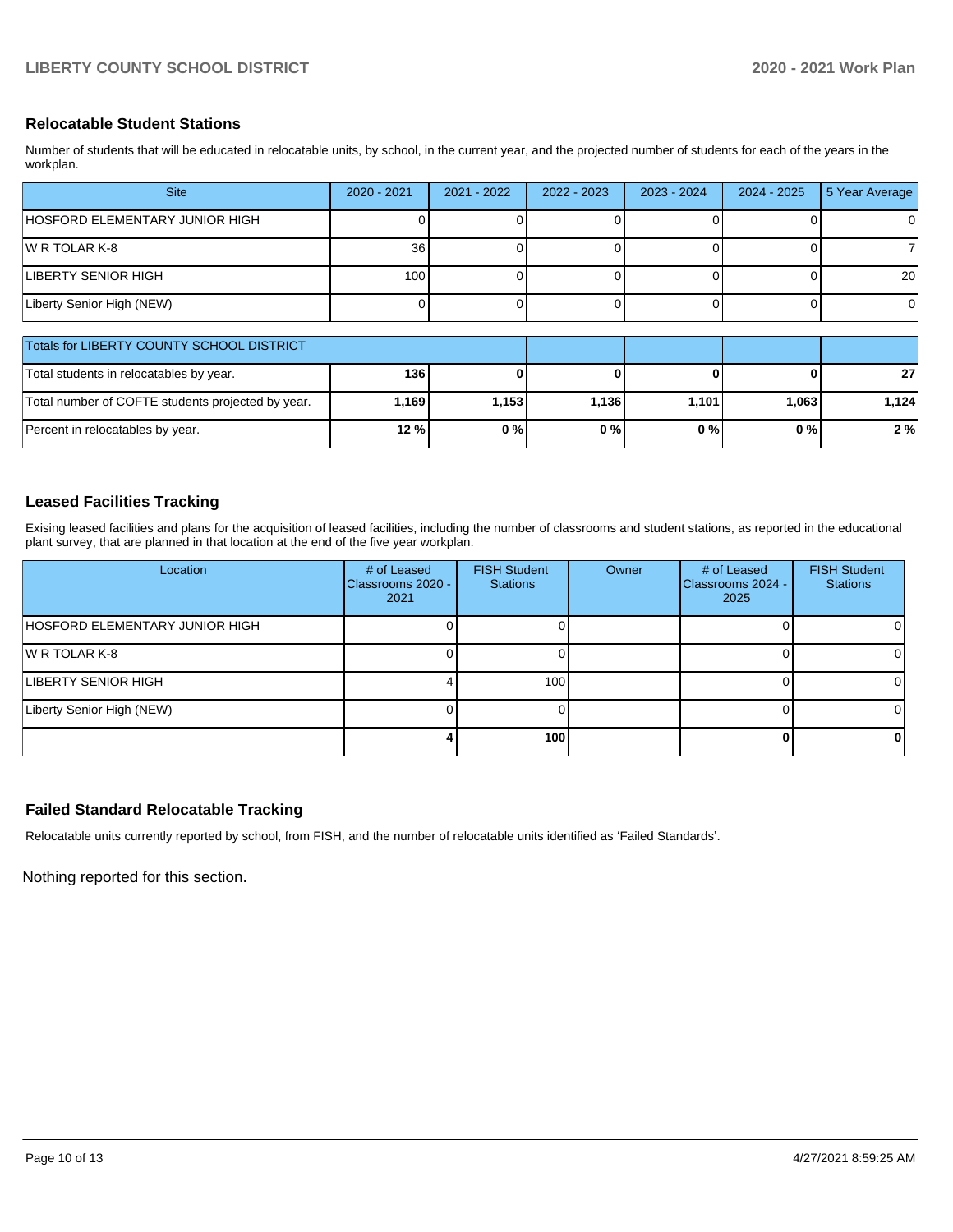## Relocatable Student Stations

Number of students that will be educated in relocatable units, by school, in the current year, and the projected number of students for each of the years in the workplan.

| Site | 2020 - 2021 | 2021 - 2022 | 2022 - 2023 | 2023 - 2024 | 2024 - 2025 | 5 Year Average |
|---|---|---|---|---|---|---|
| HOSFORD ELEMENTARY JUNIOR HIGH | 0 | 0 | 0 | 0 | 0 | 0 |
| W R TOLAR K-8 | 36 | 0 | 0 | 0 | 0 | 7 |
| LIBERTY SENIOR HIGH | 100 | 0 | 0 | 0 | 0 | 20 |
| Liberty Senior High (NEW) | 0 | 0 | 0 | 0 | 0 | 0 |
| Totals for LIBERTY COUNTY SCHOOL DISTRICT | | | | | | |
| Total students in relocatables by year. | **136** | **0** | **0** | **0** | **0** | **27** |
| Total number of COFTE students projected by year. | **1,169** | **1,153** | **1,136** | **1,101** | **1,063** | **1,124** |
| Percent in relocatables by year. | **12 %** | **0 %** | **0 %** | **0 %** | **0 %** | **2 %** |

## Leased Facilities Tracking

Exising leased facilities and plans for the acquisition of leased facilities, including the number of classrooms and student stations, as reported in the educational plant survey, that are planned in that location at the end of the five year workplan.

| Location | # of Leased Classrooms 2020 - 2021 | FISH Student Stations | Owner | # of Leased Classrooms 2024 - 2025 | FISH Student Stations |
|---|---|---|---|---|---|
| HOSFORD ELEMENTARY JUNIOR HIGH | 0 | 0 | | 0 | 0 |
| W R TOLAR K-8 | 0 | 0 | | 0 | 0 |
| LIBERTY SENIOR HIGH | 4 | 100 | | 0 | 0 |
| Liberty Senior High (NEW) | 0 | 0 | | 0 | 0 |
| | **4** | **100** | | **0** | **0** |

## Failed Standard Relocatable Tracking

Relocatable units currently reported by school, from FISH, and the number of relocatable units identified as 'Failed Standards'.

Nothing reported for this section.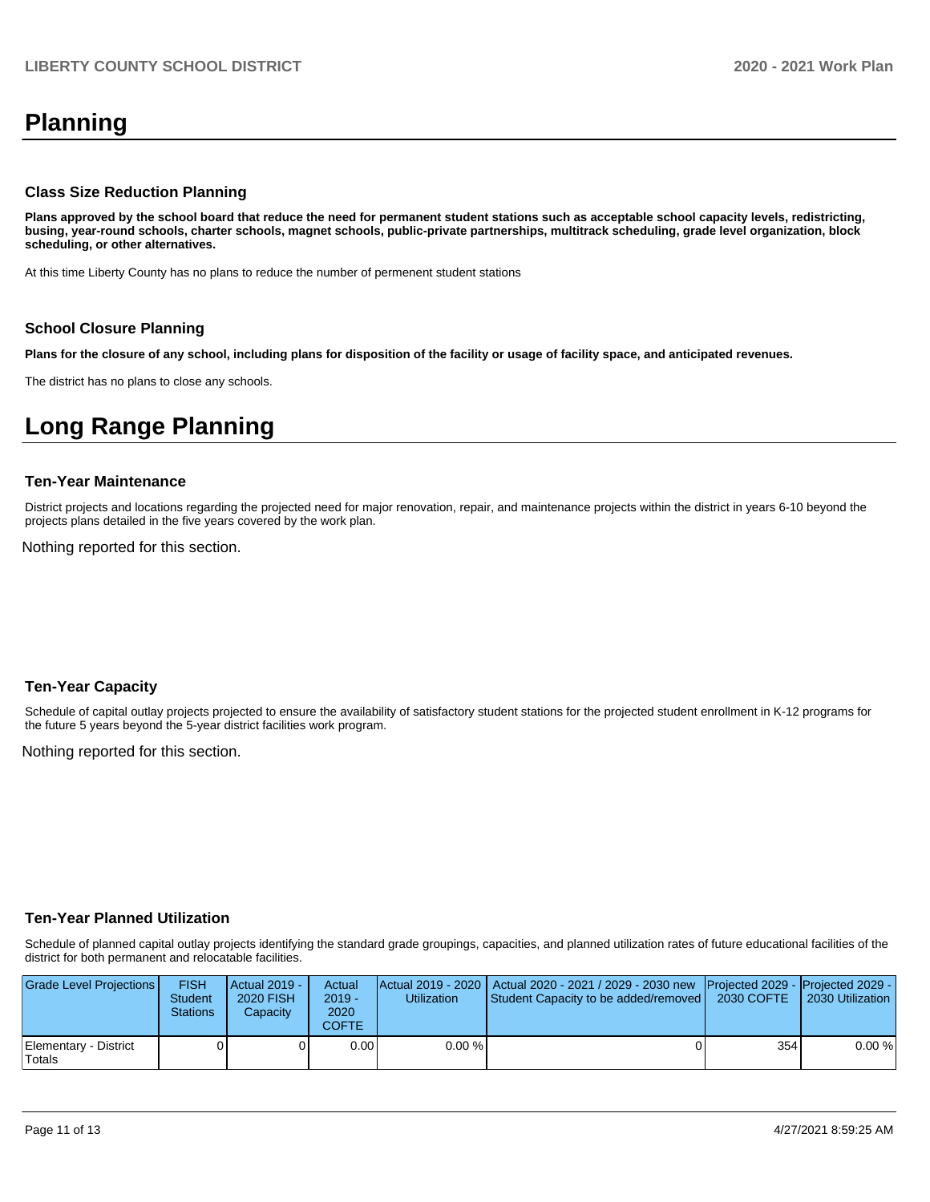# Planning

### Class Size Reduction Planning

**Plans approved by the school board that reduce the need for permanent student stations such as acceptable school capacity levels, redistricting, busing, year-round schools, charter schools, magnet schools, public-private partnerships, multitrack scheduling, grade level organization, block scheduling, or other alternatives.**

At this time Liberty County has no plans to reduce the number of permenent student stations

### School Closure Planning

**Plans for the closure of any school, including plans for disposition of the facility or usage of facility space, and anticipated revenues.**

The district has no plans to close any schools.

# Long Range Planning

### Ten-Year Maintenance

District projects and locations regarding the projected need for major renovation, repair, and maintenance projects within the district in years 6-10 beyond the projects plans detailed in the five years covered by the work plan.

Nothing reported for this section.

### Ten-Year Capacity

Schedule of capital outlay projects projected to ensure the availability of satisfactory student stations for the projected student enrollment in K-12 programs for the future 5 years beyond the 5-year district facilities work program.

Nothing reported for this section.

### Ten-Year Planned Utilization

Schedule of planned capital outlay projects identifying the standard grade groupings, capacities, and planned utilization rates of future educational facilities of the district for both permanent and relocatable facilities.

| Grade Level Projections | FISH Student Stations | Actual 2019 - 2020 FISH Capacity | Actual 2019 - 2020 COFTE | Actual 2019 - 2020 Utilization | Actual 2020 - 2021 / 2029 - 2030 new Student Capacity to be added/removed | Projected 2029 - 2030 COFTE | Projected 2029 - 2030 Utilization |
|---|---|---|---|---|---|---|---|
| Elementary - District Totals | 0 | 0 | 0.00 | 0.00 % | 0 | 354 | 0.00 % |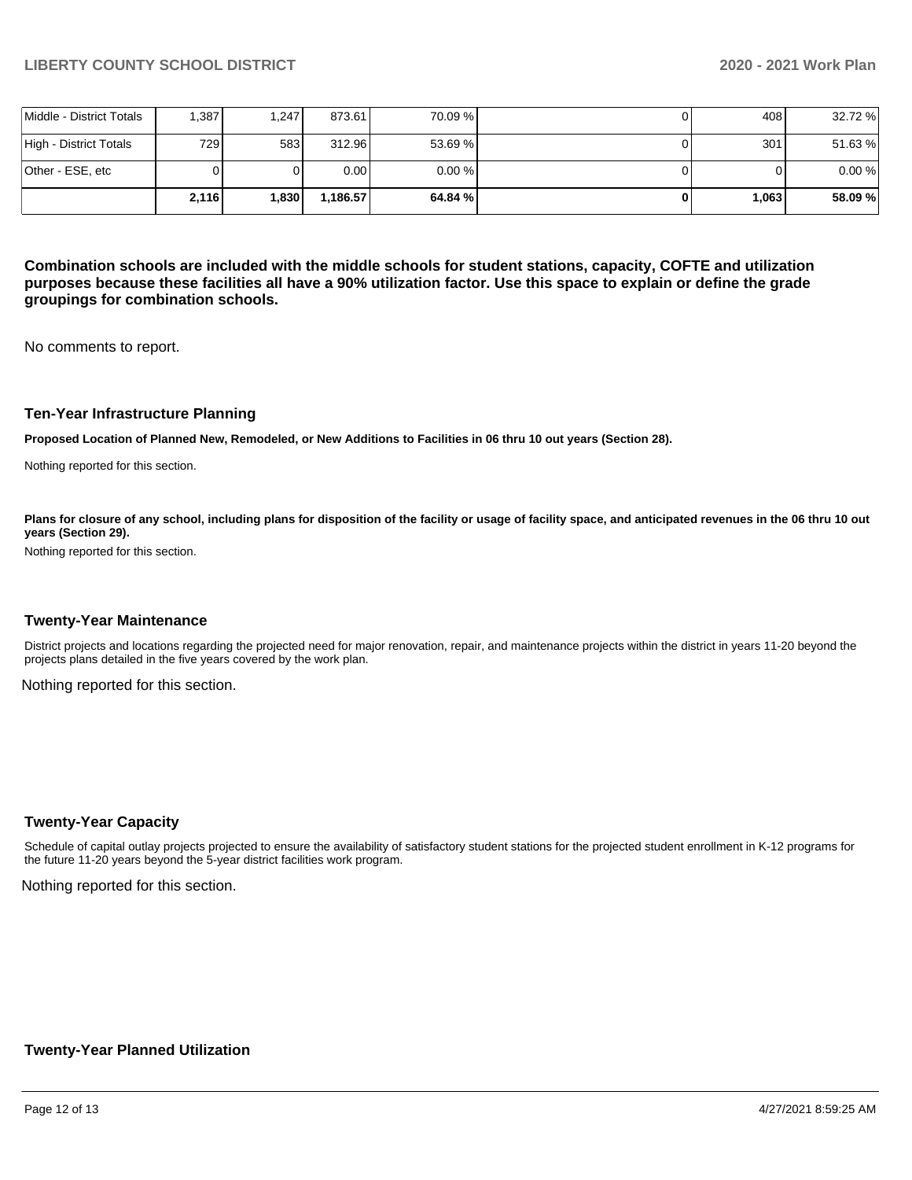| | | | | | | | |
|---|---|---|---|---|---|---|---|
| Middle - District Totals | 1,387 | 1,247 | 873.61 | 70.09 % | 0 | 408 | 32.72 % |
| High - District Totals | 729 | 583 | 312.96 | 53.69 % | 0 | 301 | 51.63 % |
| Other - ESE, etc | 0 | 0 | 0.00 | 0.00 % | 0 | 0 | 0.00 % |
| | **2,116** | **1,830** | **1,186.57** | **64.84 %** | **0** | **1,063** | **58.09 %** |

**Combination schools are included with the middle schools for student stations, capacity, COFTE and utilization purposes because these facilities all have a 90% utilization factor. Use this space to explain or define the grade groupings for combination schools.**

No comments to report.

### Ten-Year Infrastructure Planning

**Proposed Location of Planned New, Remodeled, or New Additions to Facilities in 06 thru 10 out years (Section 28).**

Nothing reported for this section.

**Plans for closure of any school, including plans for disposition of the facility or usage of facility space, and anticipated revenues in the 06 thru 10 out years (Section 29).**

Nothing reported for this section.

### Twenty-Year Maintenance

District projects and locations regarding the projected need for major renovation, repair, and maintenance projects within the district in years 11-20 beyond the projects plans detailed in the five years covered by the work plan.

Nothing reported for this section.

### Twenty-Year Capacity

Schedule of capital outlay projects projected to ensure the availability of satisfactory student stations for the projected student enrollment in K-12 programs for the future 11-20 years beyond the 5-year district facilities work program.

Nothing reported for this section.

### Twenty-Year Planned Utilization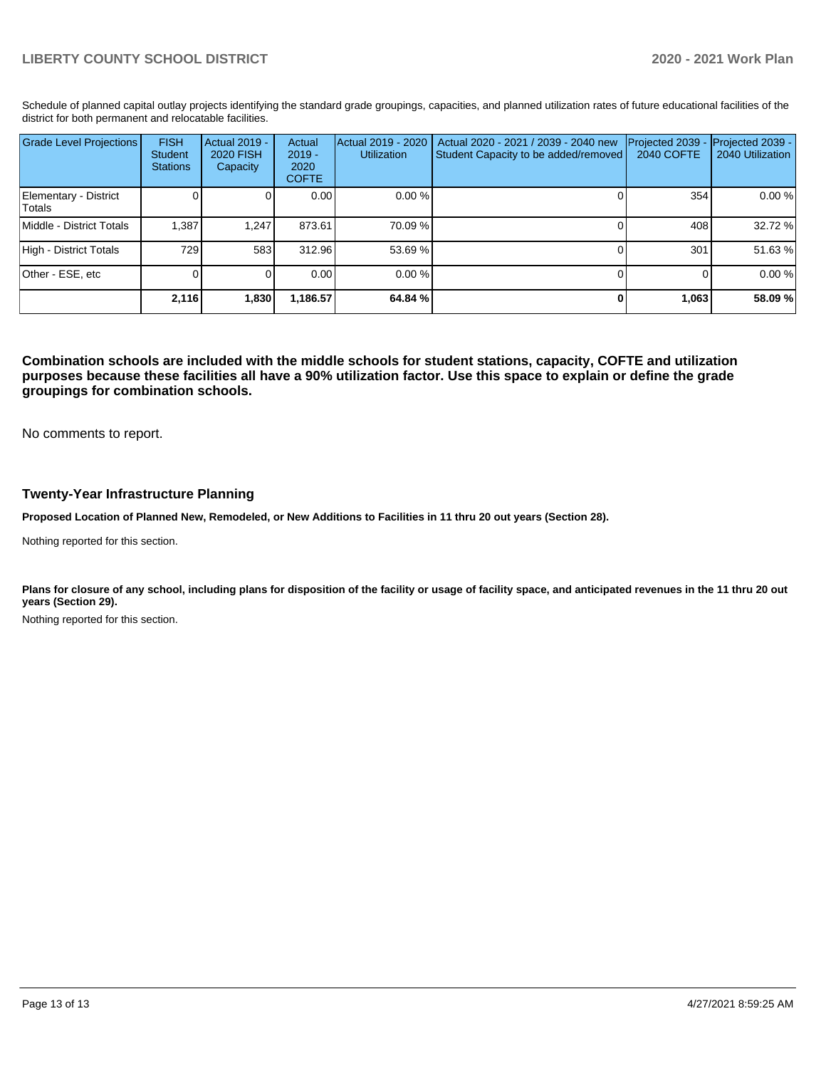Schedule of planned capital outlay projects identifying the standard grade groupings, capacities, and planned utilization rates of future educational facilities of the district for both permanent and relocatable facilities.

| Grade Level Projections | FISH Student Stations | Actual 2019 - 2020 FISH Capacity | Actual 2019 - 2020 COFTE | Actual 2019 - 2020 Utilization | Actual 2020 - 2021 / 2039 - 2040 new Student Capacity to be added/removed | Projected 2039 - 2040 COFTE | Projected 2039 - 2040 Utilization |
|---|---|---|---|---|---|---|---|
| Elementary - District Totals | 0 | 0 | 0.00 | 0.00 % | 0 | 354 | 0.00 % |
| Middle - District Totals | 1,387 | 1,247 | 873.61 | 70.09 % | 0 | 408 | 32.72 % |
| High - District Totals | 729 | 583 | 312.96 | 53.69 % | 0 | 301 | 51.63 % |
| Other - ESE, etc | 0 | 0 | 0.00 | 0.00 % | 0 | 0 | 0.00 % |
| | **2,116** | **1,830** | **1,186.57** | **64.84 %** | **0** | **1,063** | **58.09 %** |

**Combination schools are included with the middle schools for student stations, capacity, COFTE and utilization purposes because these facilities all have a 90% utilization factor. Use this space to explain or define the grade groupings for combination schools.**

No comments to report.

## Twenty-Year Infrastructure Planning

**Proposed Location of Planned New, Remodeled, or New Additions to Facilities in 11 thru 20 out years (Section 28).**

Nothing reported for this section.

**Plans for closure of any school, including plans for disposition of the facility or usage of facility space, and anticipated revenues in the 11 thru 20 out years (Section 29).**

Nothing reported for this section.